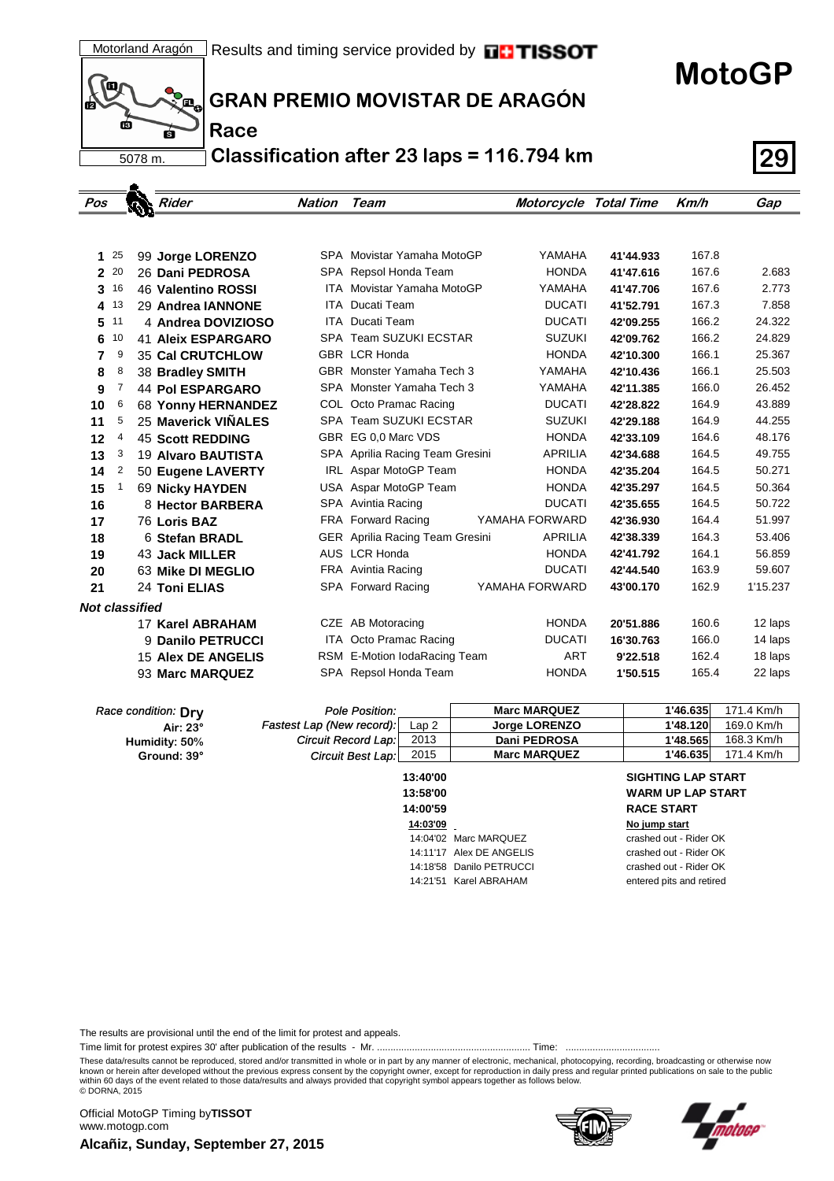Motorland Aragón | Results and timing service provided by TISSOT

# MotoGP

## GRAN PREMIO MOVISTAR DE ARAGÓN

### Race

### Classification after 23 laps = 116.794 km

5078 m.

**29**

| Pos | Points | Rider | Nation | Team | Motorcycle | Total Time | Km/h | Gap |
|---|---|---|---|---|---|---|---|---|
| 1 | 25 | 99 **Jorge LORENZO** | SPA | Movistar Yamaha MotoGP | YAMAHA | 41'44.933 | 167.8 | |
| 2 | 20 | 26 **Dani PEDROSA** | SPA | Repsol Honda Team | HONDA | 41'47.616 | 167.6 | 2.683 |
| 3 | 16 | 46 **Valentino ROSSI** | ITA | Movistar Yamaha MotoGP | YAMAHA | 41'47.706 | 167.6 | 2.773 |
| 4 | 13 | 29 **Andrea IANNONE** | ITA | Ducati Team | DUCATI | 41'52.791 | 167.3 | 7.858 |
| 5 | 11 | 4 **Andrea DOVIZIOSO** | ITA | Ducati Team | DUCATI | 42'09.255 | 166.2 | 24.322 |
| 6 | 10 | 41 **Aleix ESPARGARO** | SPA | Team SUZUKI ECSTAR | SUZUKI | 42'09.762 | 166.2 | 24.829 |
| 7 | 9 | 35 **Cal CRUTCHLOW** | GBR | LCR Honda | HONDA | 42'10.300 | 166.1 | 25.367 |
| 8 | 8 | 38 **Bradley SMITH** | GBR | Monster Yamaha Tech 3 | YAMAHA | 42'10.436 | 166.1 | 25.503 |
| 9 | 7 | 44 **Pol ESPARGARO** | SPA | Monster Yamaha Tech 3 | YAMAHA | 42'11.385 | 166.0 | 26.452 |
| 10 | 6 | 68 **Yonny HERNANDEZ** | COL | Octo Pramac Racing | DUCATI | 42'28.822 | 164.9 | 43.889 |
| 11 | 5 | 25 **Maverick VIÑALES** | SPA | Team SUZUKI ECSTAR | SUZUKI | 42'29.188 | 164.9 | 44.255 |
| 12 | 4 | 45 **Scott REDDING** | GBR | EG 0,0 Marc VDS | HONDA | 42'33.109 | 164.6 | 48.176 |
| 13 | 3 | 19 **Alvaro BAUTISTA** | SPA | Aprilia Racing Team Gresini | APRILIA | 42'34.688 | 164.5 | 49.755 |
| 14 | 2 | 50 **Eugene LAVERTY** | IRL | Aspar MotoGP Team | HONDA | 42'35.204 | 164.5 | 50.271 |
| 15 | 1 | 69 **Nicky HAYDEN** | USA | Aspar MotoGP Team | HONDA | 42'35.297 | 164.5 | 50.364 |
| 16 | | 8 **Hector BARBERA** | SPA | Avintia Racing | DUCATI | 42'35.655 | 164.5 | 50.722 |
| 17 | | 76 **Loris BAZ** | FRA | Forward Racing | YAMAHA FORWARD | 42'36.930 | 164.4 | 51.997 |
| 18 | | 6 **Stefan BRADL** | GER | Aprilia Racing Team Gresini | APRILIA | 42'38.339 | 164.3 | 53.406 |
| 19 | | 43 **Jack MILLER** | AUS | LCR Honda | HONDA | 42'41.792 | 164.1 | 56.859 |
| 20 | | 63 **Mike DI MEGLIO** | FRA | Avintia Racing | DUCATI | 42'44.540 | 163.9 | 59.607 |
| 21 | | 24 **Toni ELIAS** | SPA | Forward Racing | YAMAHA FORWARD | 43'00.170 | 162.9 | 1'15.237 |
| ***Not classified*** | | | | | | | | |
| | | 17 **Karel ABRAHAM** | CZE | AB Motoracing | HONDA | 20'51.886 | 160.6 | 12 laps |
| | | 9 **Danilo PETRUCCI** | ITA | Octo Pramac Racing | DUCATI | 16'30.763 | 166.0 | 14 laps |
| | | 15 **Alex DE ANGELIS** | RSM | E-Motion IodaRacing Team | ART | 9'22.518 | 162.4 | 18 laps |
| | | 93 **Marc MARQUEZ** | SPA | Repsol Honda Team | HONDA | 1'50.515 | 165.4 | 22 laps |

*Race condition:* **Dry**
**Air: 23°**
**Humidity: 50%**
**Ground: 39°**

| | | Rider | Time | Speed |
|---|---|---|---|---|
| *Pole Position:* | | **Marc MARQUEZ** | **1'46.635** | 171.4 Km/h |
| *Fastest Lap (New record):* | Lap 2 | **Jorge LORENZO** | **1'48.120** | 169.0 Km/h |
| *Circuit Record Lap:* | 2013 | **Dani PEDROSA** | **1'48.565** | 168.3 Km/h |
| *Circuit Best Lap:* | 2015 | **Marc MARQUEZ** | **1'46.635** | 171.4 Km/h |

| | |
|---|---|
| **13:40'00** | **SIGHTING LAP START** |
| **13:58'00** | **WARM UP LAP START** |
| **14:00'59** | **RACE START** |
| **14:03'09** | **No jump start** |
| 14:04'02 Marc MARQUEZ | crashed out - Rider OK |
| 14:11'17 Alex DE ANGELIS | crashed out - Rider OK |
| 14:18'58 Danilo PETRUCCI | crashed out - Rider OK |
| 14:21'51 Karel ABRAHAM | entered pits and retired |

The results are provisional until the end of the limit for protest and appeals.

Time limit for protest expires 30' after publication of the results - Mr. ........................................................ Time: ..................................

These data/results cannot be reproduced, stored and/or transmitted in whole or in part by any manner of electronic, mechanical, photocopying, recording, broadcasting or otherwise now known or herein after developed without the previous express consent by the copyright owner, except for reproduction in daily press and regular printed publications on sale to the public within 60 days of the event related to those data/results and always provided that copyright symbol appears together as follows below.
© DORNA, 2015

Official MotoGP Timing by **TISSOT**
www.motogp.com

**Alcañiz, Sunday, September 27, 2015**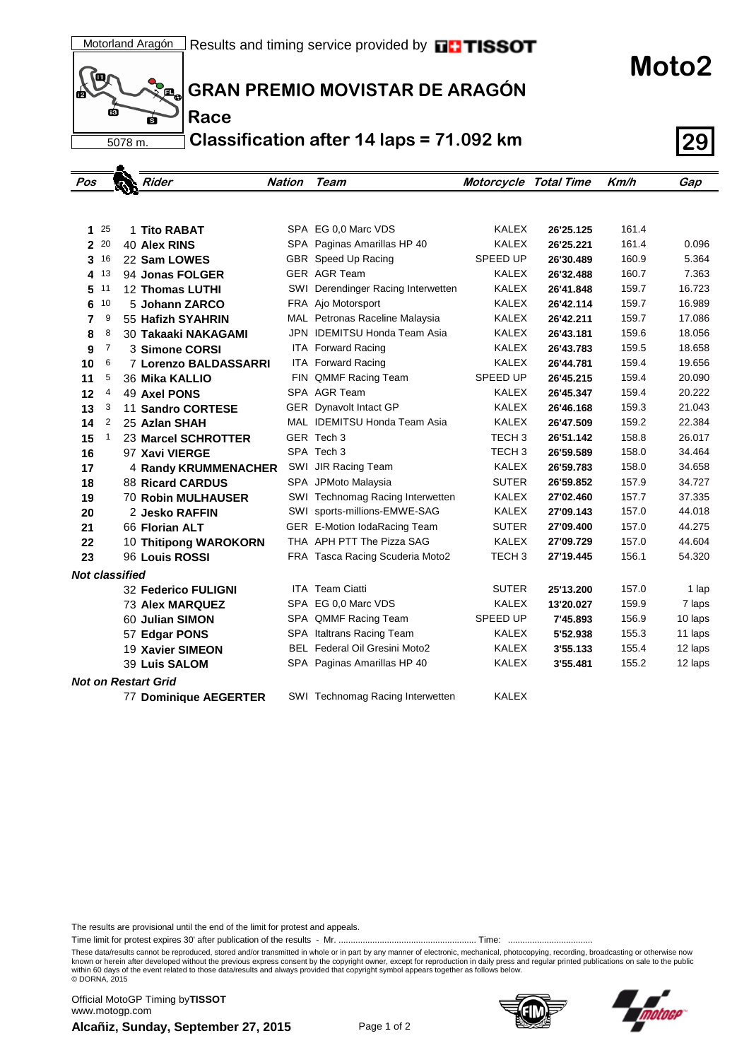Motorland Aragón — Results and timing service provided by TISSOT

5078 m.

# Moto2

## GRAN PREMIO MOVISTAR DE ARAGÓN

## Race

## Classification after 14 laps = 71.092 km

**29**

| Pos | Points | Rider | Nation | Team | Motorcycle | Total Time | Km/h | Gap |
|---|---|---|---|---|---|---|---|---|
| 1 | 25 | 1 **Tito RABAT** | SPA | EG 0,0 Marc VDS | KALEX | **26'25.125** | 161.4 | |
| 2 | 20 | 40 **Alex RINS** | SPA | Paginas Amarillas HP 40 | KALEX | **26'25.221** | 161.4 | 0.096 |
| 3 | 16 | 22 **Sam LOWES** | GBR | Speed Up Racing | SPEED UP | **26'30.489** | 160.9 | 5.364 |
| 4 | 13 | 94 **Jonas FOLGER** | GER | AGR Team | KALEX | **26'32.488** | 160.7 | 7.363 |
| 5 | 11 | 12 **Thomas LUTHI** | SWI | Derendinger Racing Interwetten | KALEX | **26'41.848** | 159.7 | 16.723 |
| 6 | 10 | 5 **Johann ZARCO** | FRA | Ajo Motorsport | KALEX | **26'42.114** | 159.7 | 16.989 |
| 7 | 9 | 55 **Hafizh SYAHRIN** | MAL | Petronas Raceline Malaysia | KALEX | **26'42.211** | 159.7 | 17.086 |
| 8 | 8 | 30 **Takaaki NAKAGAMI** | JPN | IDEMITSU Honda Team Asia | KALEX | **26'43.181** | 159.6 | 18.056 |
| 9 | 7 | 3 **Simone CORSI** | ITA | Forward Racing | KALEX | **26'43.783** | 159.5 | 18.658 |
| 10 | 6 | 7 **Lorenzo BALDASSARRI** | ITA | Forward Racing | KALEX | **26'44.781** | 159.4 | 19.656 |
| 11 | 5 | 36 **Mika KALLIO** | FIN | QMMF Racing Team | SPEED UP | **26'45.215** | 159.4 | 20.090 |
| 12 | 4 | 49 **Axel PONS** | SPA | AGR Team | KALEX | **26'45.347** | 159.4 | 20.222 |
| 13 | 3 | 11 **Sandro CORTESE** | GER | Dynavolt Intact GP | KALEX | **26'46.168** | 159.3 | 21.043 |
| 14 | 2 | 25 **Azlan SHAH** | MAL | IDEMITSU Honda Team Asia | KALEX | **26'47.509** | 159.2 | 22.384 |
| 15 | 1 | 23 **Marcel SCHROTTER** | GER | Tech 3 | TECH 3 | **26'51.142** | 158.8 | 26.017 |
| 16 | | 97 **Xavi VIERGE** | SPA | Tech 3 | TECH 3 | **26'59.589** | 158.0 | 34.464 |
| 17 | | 4 **Randy KRUMMENACHER** | SWI | JIR Racing Team | KALEX | **26'59.783** | 158.0 | 34.658 |
| 18 | | 88 **Ricard CARDUS** | SPA | JPMoto Malaysia | SUTER | **26'59.852** | 157.9 | 34.727 |
| 19 | | 70 **Robin MULHAUSER** | SWI | Technomag Racing Interwetten | KALEX | **27'02.460** | 157.7 | 37.335 |
| 20 | | 2 **Jesko RAFFIN** | SWI | sports-millions-EMWE-SAG | KALEX | **27'09.143** | 157.0 | 44.018 |
| 21 | | 66 **Florian ALT** | GER | E-Motion IodaRacing Team | SUTER | **27'09.400** | 157.0 | 44.275 |
| 22 | | 10 **Thitipong WAROKORN** | THA | APH PTT The Pizza SAG | KALEX | **27'09.729** | 157.0 | 44.604 |
| 23 | | 96 **Louis ROSSI** | FRA | Tasca Racing Scuderia Moto2 | TECH 3 | **27'19.445** | 156.1 | 54.320 |
| ***Not classified*** | | | | | | | | |
| | | 32 **Federico FULIGNI** | ITA | Team Ciatti | SUTER | **25'13.200** | 157.0 | 1 lap |
| | | 73 **Alex MARQUEZ** | SPA | EG 0,0 Marc VDS | KALEX | **13'20.027** | 159.9 | 7 laps |
| | | 60 **Julian SIMON** | SPA | QMMF Racing Team | SPEED UP | **7'45.893** | 156.9 | 10 laps |
| | | 57 **Edgar PONS** | SPA | Italtrans Racing Team | KALEX | **5'52.938** | 155.3 | 11 laps |
| | | 19 **Xavier SIMEON** | BEL | Federal Oil Gresini Moto2 | KALEX | **3'55.133** | 155.4 | 12 laps |
| | | 39 **Luis SALOM** | SPA | Paginas Amarillas HP 40 | KALEX | **3'55.481** | 155.2 | 12 laps |
| ***Not on Restart Grid*** | | | | | | | | |
| | | 77 **Dominique AEGERTER** | SWI | Technomag Racing Interwetten | KALEX | | | |

The results are provisional until the end of the limit for protest and appeals.

Time limit for protest expires 30' after publication of the results - Mr. ......................................................... Time: ..................................

These data/results cannot be reproduced, stored and/or transmitted in whole or in part by any manner of electronic, mechanical, photocopying, recording, broadcasting or otherwise now known or herein after developed without the previous express consent by the copyright owner, except for reproduction in daily press and regular printed publications on sale to the public within 60 days of the event related to those data/results and always provided that copyright symbol appears together as follows below.
© DORNA, 2015

Official MotoGP Timing by **TISSOT**
www.motogp.com

**Alcañiz, Sunday, September 27, 2015**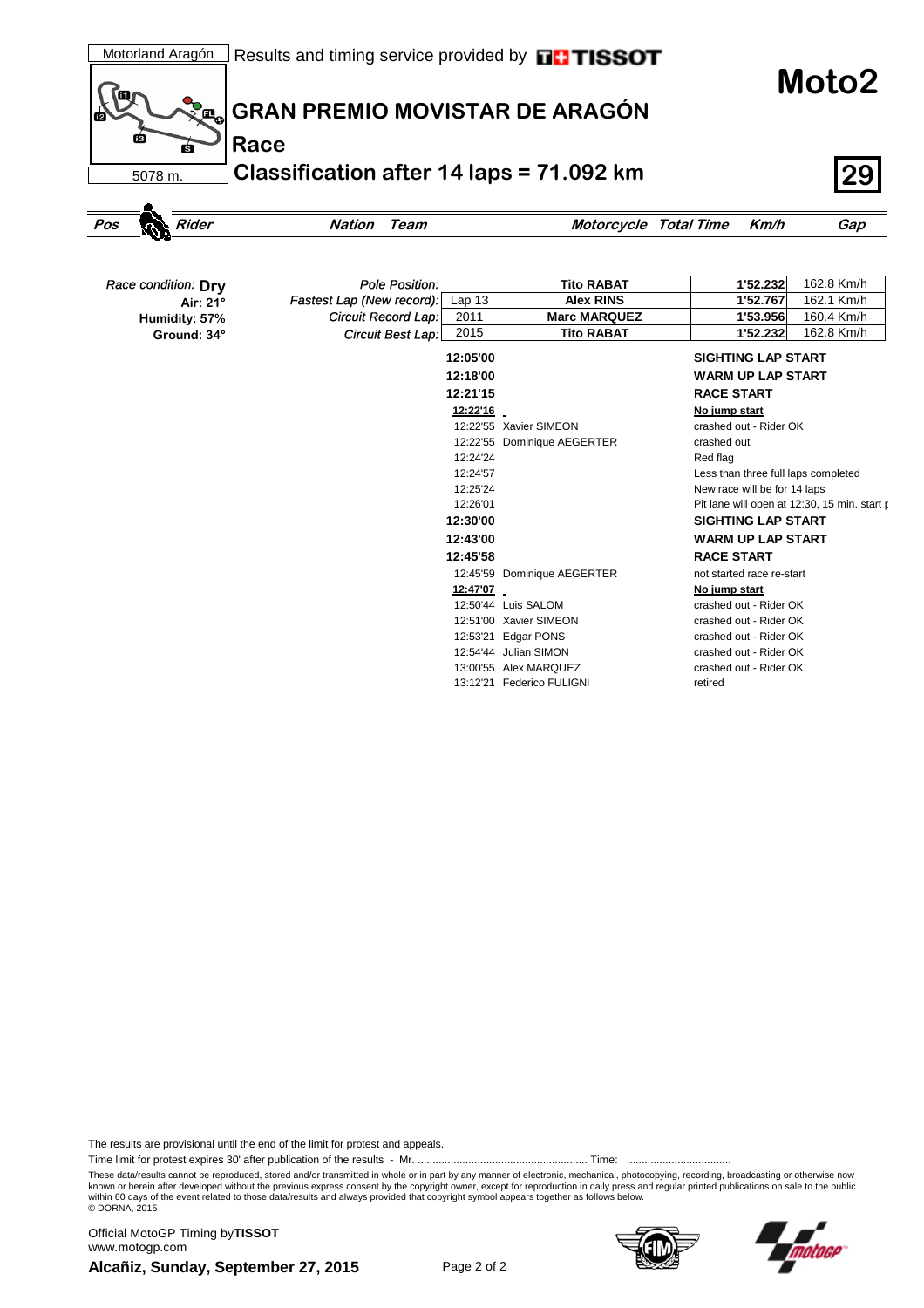Motorland Aragón

Results and timing service provided by TISSOT

# Moto2

## GRAN PREMIO MOVISTAR DE ARAGÓN

### Race

### Classification after 14 laps = 71.092 km

5078 m.

29

| Pos | Rider | Nation | Team | Motorcycle | Total Time | Km/h | Gap |
|---|---|---|---|---|---|---|---|

Race condition: **Dry**
Air: 21°
Humidity: 57%
Ground: 34°

| | | | | |
|---|---|---|---|---|
| Pole Position: | | Tito RABAT | 1'52.232 | 162.8 Km/h |
| Fastest Lap (New record): | Lap 13 | Alex RINS | 1'52.767 | 162.1 Km/h |
| Circuit Record Lap: | 2011 | Marc MARQUEZ | 1'53.956 | 160.4 Km/h |
| Circuit Best Lap: | 2015 | Tito RABAT | 1'52.232 | 162.8 Km/h |

| Time | Rider | Event |
|---|---|---|
| **12:05'00** | | **SIGHTING LAP START** |
| **12:18'00** | | **WARM UP LAP START** |
| **12:21'15** | | **RACE START** |
| **12:22'16** | | **No jump start** |
| 12:22'55 | Xavier SIMEON | crashed out - Rider OK |
| 12:22'55 | Dominique AEGERTER | crashed out |
| 12:24'24 | | Red flag |
| 12:24'57 | | Less than three full laps completed |
| 12:25'24 | | New race will be for 14 laps |
| 12:26'01 | | Pit lane will open at 12:30, 15 min. start p |
| **12:30'00** | | **SIGHTING LAP START** |
| **12:43'00** | | **WARM UP LAP START** |
| **12:45'58** | | **RACE START** |
| 12:45'59 | Dominique AEGERTER | not started race re-start |
| **12:47'07** | | **No jump start** |
| 12:50'44 | Luis SALOM | crashed out - Rider OK |
| 12:51'00 | Xavier SIMEON | crashed out - Rider OK |
| 12:53'21 | Edgar PONS | crashed out - Rider OK |
| 12:54'44 | Julian SIMON | crashed out - Rider OK |
| 13:00'55 | Alex MARQUEZ | crashed out - Rider OK |
| 13:12'21 | Federico FULIGNI | retired |

The results are provisional until the end of the limit for protest and appeals.

Time limit for protest expires 30' after publication of the results - Mr. ........................................................ Time: ..................................

These data/results cannot be reproduced, stored and/or transmitted in whole or in part by any manner of electronic, mechanical, photocopying, recording, broadcasting or otherwise now known or herein after developed without the previous express consent by the copyright owner, except for reproduction in daily press and regular printed publications on sale to the public within 60 days of the event related to those data/results and always provided that copyright symbol appears together as follows below.
© DORNA, 2015

Official MotoGP Timing by **TISSOT**
www.motogp.com

**Alcañiz, Sunday, September 27, 2015**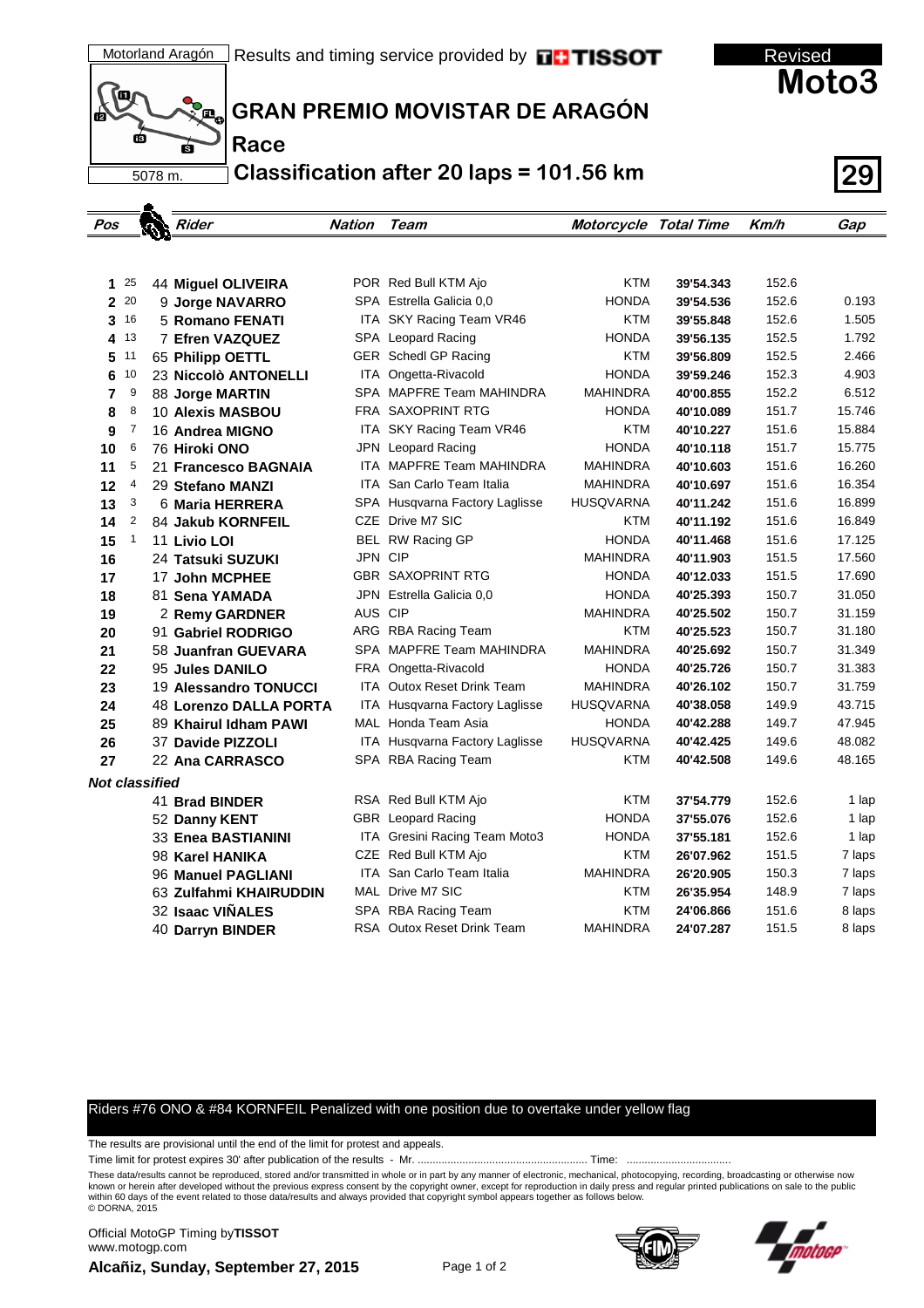Motorland Aragón | Results and timing service provided by TISSOT

Revised

# Moto3

## GRAN PREMIO MOVISTAR DE ARAGÓN

## Race

## Classification after 20 laps = 101.56 km

5078 m.

29

| Pos | Points | Rider | Nation | Team | Motorcycle | Total Time | Km/h | Gap |
|---|---|---|---|---|---|---|---|---|
| 1 | 25 | 44 **Miguel OLIVEIRA** | POR | Red Bull KTM Ajo | KTM | 39'54.343 | 152.6 | |
| 2 | 20 | 9 **Jorge NAVARRO** | SPA | Estrella Galicia 0,0 | HONDA | 39'54.536 | 152.6 | 0.193 |
| 3 | 16 | 5 **Romano FENATI** | ITA | SKY Racing Team VR46 | KTM | 39'55.848 | 152.6 | 1.505 |
| 4 | 13 | 7 **Efren VAZQUEZ** | SPA | Leopard Racing | HONDA | 39'56.135 | 152.5 | 1.792 |
| 5 | 11 | 65 **Philipp OETTL** | GER | Schedl GP Racing | KTM | 39'56.809 | 152.5 | 2.466 |
| 6 | 10 | 23 **Niccolò ANTONELLI** | ITA | Ongetta-Rivacold | HONDA | 39'59.246 | 152.3 | 4.903 |
| 7 | 9 | 88 **Jorge MARTIN** | SPA | MAPFRE Team MAHINDRA | MAHINDRA | 40'00.855 | 152.2 | 6.512 |
| 8 | 8 | 10 **Alexis MASBOU** | FRA | SAXOPRINT RTG | HONDA | 40'10.089 | 151.7 | 15.746 |
| 9 | 7 | 16 **Andrea MIGNO** | ITA | SKY Racing Team VR46 | KTM | 40'10.227 | 151.6 | 15.884 |
| 10 | 6 | 76 **Hiroki ONO** | JPN | Leopard Racing | HONDA | 40'10.118 | 151.7 | 15.775 |
| 11 | 5 | 21 **Francesco BAGNAIA** | ITA | MAPFRE Team MAHINDRA | MAHINDRA | 40'10.603 | 151.6 | 16.260 |
| 12 | 4 | 29 **Stefano MANZI** | ITA | San Carlo Team Italia | MAHINDRA | 40'10.697 | 151.6 | 16.354 |
| 13 | 3 | 6 **Maria HERRERA** | SPA | Husqvarna Factory Laglisse | HUSQVARNA | 40'11.242 | 151.6 | 16.899 |
| 14 | 2 | 84 **Jakub KORNFEIL** | CZE | Drive M7 SIC | KTM | 40'11.192 | 151.6 | 16.849 |
| 15 | 1 | 11 **Livio LOI** | BEL | RW Racing GP | HONDA | 40'11.468 | 151.6 | 17.125 |
| 16 | | 24 **Tatsuki SUZUKI** | JPN | CIP | MAHINDRA | 40'11.903 | 151.5 | 17.560 |
| 17 | | 17 **John MCPHEE** | GBR | SAXOPRINT RTG | HONDA | 40'12.033 | 151.5 | 17.690 |
| 18 | | 81 **Sena YAMADA** | JPN | Estrella Galicia 0,0 | HONDA | 40'25.393 | 150.7 | 31.050 |
| 19 | | 2 **Remy GARDNER** | AUS | CIP | MAHINDRA | 40'25.502 | 150.7 | 31.159 |
| 20 | | 91 **Gabriel RODRIGO** | ARG | RBA Racing Team | KTM | 40'25.523 | 150.7 | 31.180 |
| 21 | | 58 **Juanfran GUEVARA** | SPA | MAPFRE Team MAHINDRA | MAHINDRA | 40'25.692 | 150.7 | 31.349 |
| 22 | | 95 **Jules DANILO** | FRA | Ongetta-Rivacold | HONDA | 40'25.726 | 150.7 | 31.383 |
| 23 | | 19 **Alessandro TONUCCI** | ITA | Outox Reset Drink Team | MAHINDRA | 40'26.102 | 150.7 | 31.759 |
| 24 | | 48 **Lorenzo DALLA PORTA** | ITA | Husqvarna Factory Laglisse | HUSQVARNA | 40'38.058 | 149.9 | 43.715 |
| 25 | | 89 **Khairul Idham PAWI** | MAL | Honda Team Asia | HONDA | 40'42.288 | 149.7 | 47.945 |
| 26 | | 37 **Davide PIZZOLI** | ITA | Husqvarna Factory Laglisse | HUSQVARNA | 40'42.425 | 149.6 | 48.082 |
| 27 | | 22 **Ana CARRASCO** | SPA | RBA Racing Team | KTM | 40'42.508 | 149.6 | 48.165 |
| ***Not classified*** | | | | | | | | |
| | | 41 **Brad BINDER** | RSA | Red Bull KTM Ajo | KTM | 37'54.779 | 152.6 | 1 lap |
| | | 52 **Danny KENT** | GBR | Leopard Racing | HONDA | 37'55.076 | 152.6 | 1 lap |
| | | 33 **Enea BASTIANINI** | ITA | Gresini Racing Team Moto3 | HONDA | 37'55.181 | 152.6 | 1 lap |
| | | 98 **Karel HANIKA** | CZE | Red Bull KTM Ajo | KTM | 26'07.962 | 151.5 | 7 laps |
| | | 96 **Manuel PAGLIANI** | ITA | San Carlo Team Italia | MAHINDRA | 26'20.905 | 150.3 | 7 laps |
| | | 63 **Zulfahmi KHAIRUDDIN** | MAL | Drive M7 SIC | KTM | 26'35.954 | 148.9 | 7 laps |
| | | 32 **Isaac VIÑALES** | SPA | RBA Racing Team | KTM | 24'06.866 | 151.6 | 8 laps |
| | | 40 **Darryn BINDER** | RSA | Outox Reset Drink Team | MAHINDRA | 24'07.287 | 151.5 | 8 laps |

Riders #76 ONO & #84 KORNFEIL Penalized with one position due to overtake under yellow flag

The results are provisional until the end of the limit for protest and appeals.

Time limit for protest expires 30' after publication of the results - Mr. ........................................................ Time: ..................................

These data/results cannot be reproduced, stored and/or transmitted in whole or in part by any manner of electronic, mechanical, photocopying, recording, broadcasting or otherwise now known or herein after developed without the previous express consent by the copyright owner, except for reproduction in daily press and regular printed publications on sale to the public within 60 days of the event related to those data/results and always provided that copyright symbol appears together as follows below.
© DORNA, 2015

Official MotoGP Timing by **TISSOT**
www.motogp.com

**Alcañiz, Sunday, September 27, 2015**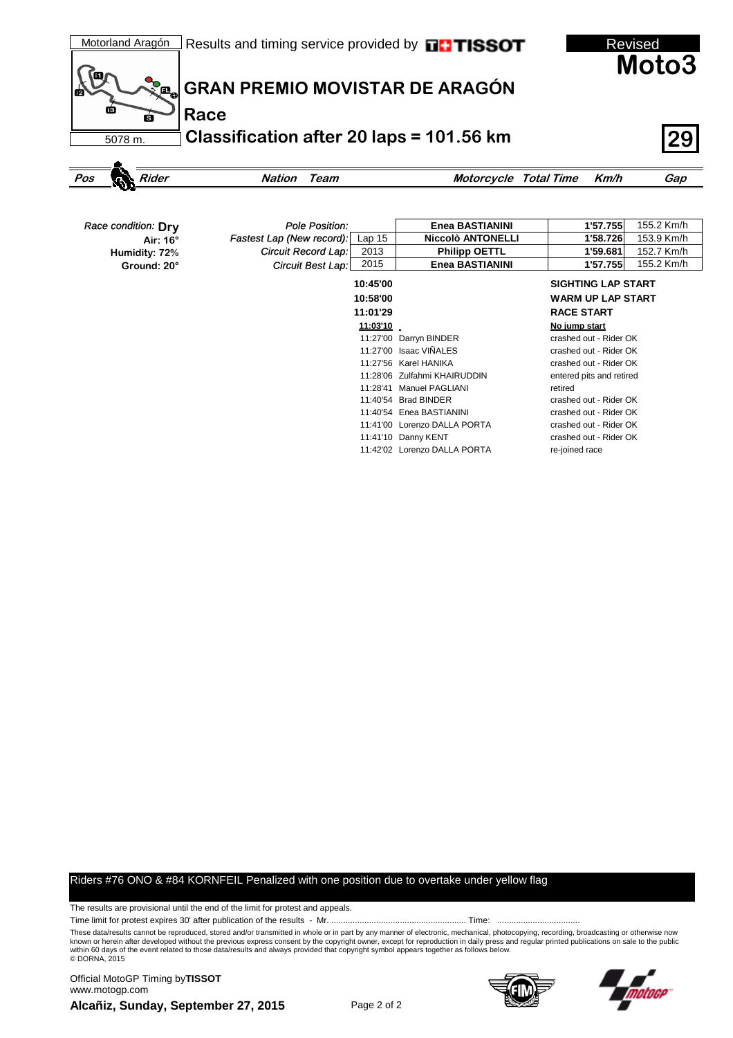Motorland Aragón

Results and timing service provided by TISSOT

Revised

**Moto3**

# GRAN PREMIO MOVISTAR DE ARAGÓN

## Race

## Classification after 20 laps = 101.56 km

5078 m.

**29**

| Pos | Rider | Nation | Team | Motorcycle | Total Time | Km/h | Gap |
|---|---|---|---|---|---|---|---|

*Race condition:* **Dry**
**Air: 16°**
**Humidity: 72%**
**Ground: 20°**

| | | | | |
|---|---|---|---|---|
| *Pole Position:* | | **Enea BASTIANINI** | **1'57.755** | 155.2 Km/h |
| *Fastest Lap (New record):* | Lap 15 | **Niccolò ANTONELLI** | **1'58.726** | 153.9 Km/h |
| *Circuit Record Lap:* | 2013 | **Philipp OETTL** | **1'59.681** | 152.7 Km/h |
| *Circuit Best Lap:* | 2015 | **Enea BASTIANINI** | **1'57.755** | 155.2 Km/h |

| Time | Rider | Event |
|---|---|---|
| **10:45'00** | | **SIGHTING LAP START** |
| **10:58'00** | | **WARM UP LAP START** |
| **11:01'29** | | **RACE START** |
| **11:03'10** | | **No jump start** |
| 11:27'00 | Darryn BINDER | crashed out - Rider OK |
| 11:27'00 | Isaac VIÑALES | crashed out - Rider OK |
| 11:27'56 | Karel HANIKA | crashed out - Rider OK |
| 11:28'06 | Zulfahmi KHAIRUDDIN | entered pits and retired |
| 11:28'41 | Manuel PAGLIANI | retired |
| 11:40'54 | Brad BINDER | crashed out - Rider OK |
| 11:40'54 | Enea BASTIANINI | crashed out - Rider OK |
| 11:41'00 | Lorenzo DALLA PORTA | crashed out - Rider OK |
| 11:41'10 | Danny KENT | crashed out - Rider OK |
| 11:42'02 | Lorenzo DALLA PORTA | re-joined race |

Riders #76 ONO & #84 KORNFEIL Penalized with one position due to overtake under yellow flag

The results are provisional until the end of the limit for protest and appeals.

Time limit for protest expires 30' after publication of the results - Mr. ........................................................ Time: ..................................

These data/results cannot be reproduced, stored and/or transmitted in whole or in part by any manner of electronic, mechanical, photocopying, recording, broadcasting or otherwise now known or herein after developed without the previous express consent by the copyright owner, except for reproduction in daily press and regular printed publications on sale to the public within 60 days of the event related to those data/results and always provided that copyright symbol appears together as follows below.
© DORNA, 2015

Official MotoGP Timing by **TISSOT**
www.motogp.com

**Alcañiz, Sunday, September 27, 2015**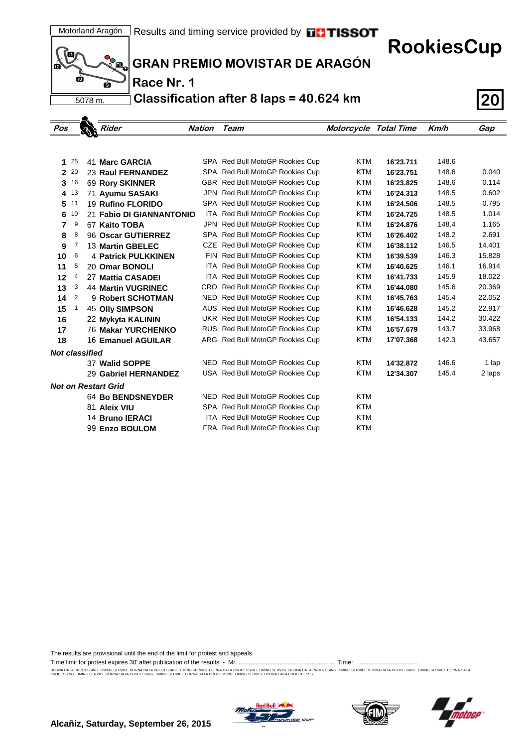Motorland Aragón

Results and timing service provided by TISSOT

5078 m.

# RookiesCup

## GRAN PREMIO MOVISTAR DE ARAGÓN

### Race Nr. 1

### Classification after 8 laps = 40.624 km

**20**

| Pos | Points | Rider | Nation | Team | Motorcycle | Total Time | Km/h | Gap |
|---|---|---|---|---|---|---|---|---|
| **1** | 25 | 41 **Marc GARCIA** | SPA | Red Bull MotoGP Rookies Cup | KTM | **16'23.711** | 148.6 | |
| **2** | 20 | 23 **Raul FERNANDEZ** | SPA | Red Bull MotoGP Rookies Cup | KTM | **16'23.751** | 148.6 | 0.040 |
| **3** | 16 | 69 **Rory SKINNER** | GBR | Red Bull MotoGP Rookies Cup | KTM | **16'23.825** | 148.6 | 0.114 |
| **4** | 13 | 71 **Ayumu SASAKI** | JPN | Red Bull MotoGP Rookies Cup | KTM | **16'24.313** | 148.5 | 0.602 |
| **5** | 11 | 19 **Rufino FLORIDO** | SPA | Red Bull MotoGP Rookies Cup | KTM | **16'24.506** | 148.5 | 0.795 |
| **6** | 10 | 21 **Fabio DI GIANNANTONIO** | ITA | Red Bull MotoGP Rookies Cup | KTM | **16'24.725** | 148.5 | 1.014 |
| **7** | 9 | 67 **Kaito TOBA** | JPN | Red Bull MotoGP Rookies Cup | KTM | **16'24.876** | 148.4 | 1.165 |
| **8** | 8 | 96 **Oscar GUTIERREZ** | SPA | Red Bull MotoGP Rookies Cup | KTM | **16'26.402** | 148.2 | 2.691 |
| **9** | 7 | 13 **Martin GBELEC** | CZE | Red Bull MotoGP Rookies Cup | KTM | **16'38.112** | 146.5 | 14.401 |
| **10** | 6 | 4 **Patrick PULKKINEN** | FIN | Red Bull MotoGP Rookies Cup | KTM | **16'39.539** | 146.3 | 15.828 |
| **11** | 5 | 20 **Omar BONOLI** | ITA | Red Bull MotoGP Rookies Cup | KTM | **16'40.625** | 146.1 | 16.914 |
| **12** | 4 | 27 **Mattia CASADEI** | ITA | Red Bull MotoGP Rookies Cup | KTM | **16'41.733** | 145.9 | 18.022 |
| **13** | 3 | 44 **Martin VUGRINEC** | CRO | Red Bull MotoGP Rookies Cup | KTM | **16'44.080** | 145.6 | 20.369 |
| **14** | 2 | 9 **Robert SCHOTMAN** | NED | Red Bull MotoGP Rookies Cup | KTM | **16'45.763** | 145.4 | 22.052 |
| **15** | 1 | 45 **Olly SIMPSON** | AUS | Red Bull MotoGP Rookies Cup | KTM | **16'46.628** | 145.2 | 22.917 |
| **16** | | 22 **Mykyta KALININ** | UKR | Red Bull MotoGP Rookies Cup | KTM | **16'54.133** | 144.2 | 30.422 |
| **17** | | 76 **Makar YURCHENKO** | RUS | Red Bull MotoGP Rookies Cup | KTM | **16'57.679** | 143.7 | 33.968 |
| **18** | | 16 **Emanuel AGUILAR** | ARG | Red Bull MotoGP Rookies Cup | KTM | **17'07.368** | 142.3 | 43.657 |
| ***Not classified*** | | | | | | | | |
| | | 37 **Walid SOPPE** | NED | Red Bull MotoGP Rookies Cup | KTM | **14'32.872** | 146.6 | 1 lap |
| | | 29 **Gabriel HERNANDEZ** | USA | Red Bull MotoGP Rookies Cup | KTM | **12'34.307** | 145.4 | 2 laps |
| ***Not on Restart Grid*** | | | | | | | | |
| | | 64 **Bo BENDSNEYDER** | NED | Red Bull MotoGP Rookies Cup | KTM | | | |
| | | 81 **Aleix VIU** | SPA | Red Bull MotoGP Rookies Cup | KTM | | | |
| | | 14 **Bruno IERACI** | ITA | Red Bull MotoGP Rookies Cup | KTM | | | |
| | | 99 **Enzo BOULOM** | FRA | Red Bull MotoGP Rookies Cup | KTM | | | |

The results are provisional until the end of the limit for protest and appeals.

Time limit for protest expires 30' after publication of the results - Mr. ........................................................ Time: ..................................

**Alcañiz, Saturday, September 26, 2015**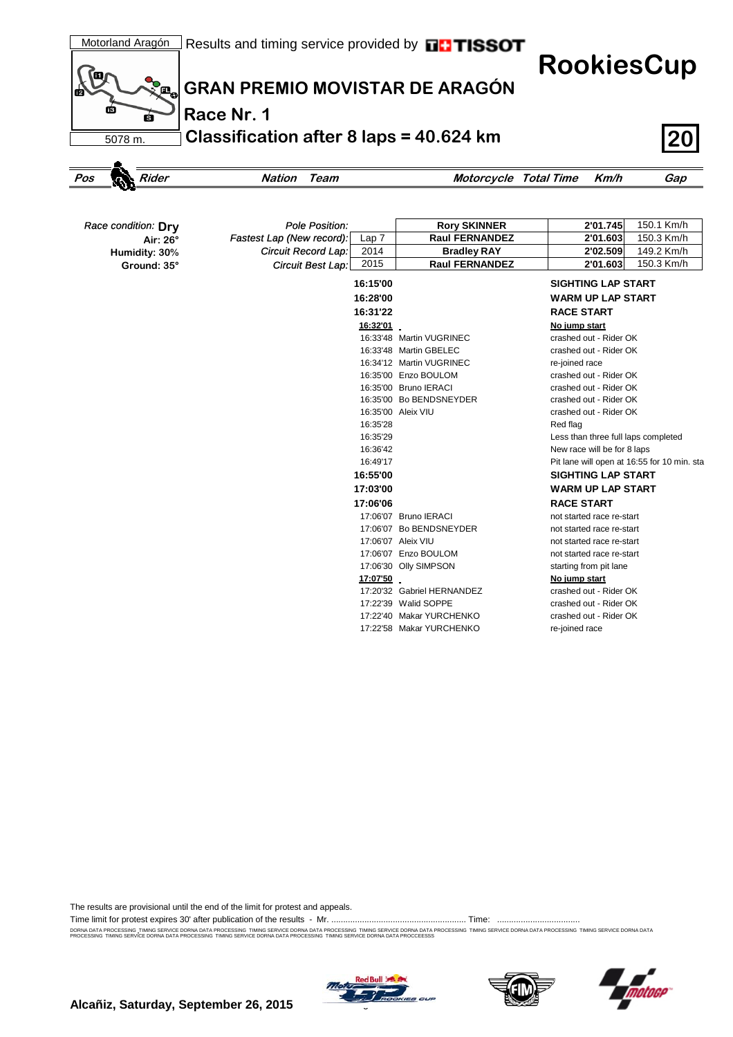Motorland Aragón | Results and timing service provided by TISSOT

5078 m.

# RookiesCup

## GRAN PREMIO MOVISTAR DE ARAGÓN

### Race Nr. 1

### Classification after 8 laps = 40.624 km

**20**

| Pos | Rider | Nation | Team | Motorcycle | Total Time | Km/h | Gap |
|---|---|---|---|---|---|---|---|

*Race condition:* **Dry**
**Air: 26°**
**Humidity: 30%**
**Ground: 35°**

| | | | | |
|---|---|---|---|---|
| *Pole Position:* | | **Rory SKINNER** | **2'01.745** | 150.1 Km/h |
| *Fastest Lap (New record):* | Lap 7 | **Raul FERNANDEZ** | **2'01.603** | 150.3 Km/h |
| *Circuit Record Lap:* | 2014 | **Bradley RAY** | **2'02.509** | 149.2 Km/h |
| *Circuit Best Lap:* | 2015 | **Raul FERNANDEZ** | **2'01.603** | 150.3 Km/h |

| Time | Rider | Event |
|---|---|---|
| **16:15'00** | | **SIGHTING LAP START** |
| **16:28'00** | | **WARM UP LAP START** |
| **16:31'22** | | **RACE START** |
| **16:32'01** | | **No jump start** |
| 16:33'48 | Martin VUGRINEC | crashed out - Rider OK |
| 16:33'48 | Martin GBELEC | crashed out - Rider OK |
| 16:34'12 | Martin VUGRINEC | re-joined race |
| 16:35'00 | Enzo BOULOM | crashed out - Rider OK |
| 16:35'00 | Bruno IERACI | crashed out - Rider OK |
| 16:35'00 | Bo BENDSNEYDER | crashed out - Rider OK |
| 16:35'00 | Aleix VIU | crashed out - Rider OK |
| 16:35'28 | | Red flag |
| 16:35'29 | | Less than three full laps completed |
| 16:36'42 | | New race will be for 8 laps |
| 16:49'17 | | Pit lane will open at 16:55 for 10 min. sta |
| **16:55'00** | | **SIGHTING LAP START** |
| **17:03'00** | | **WARM UP LAP START** |
| **17:06'06** | | **RACE START** |
| 17:06'07 | Bruno IERACI | not started race re-start |
| 17:06'07 | Bo BENDSNEYDER | not started race re-start |
| 17:06'07 | Aleix VIU | not started race re-start |
| 17:06'07 | Enzo BOULOM | not started race re-start |
| 17:06'30 | Olly SIMPSON | starting from pit lane |
| **17:07'50** | | **No jump start** |
| 17:20'32 | Gabriel HERNANDEZ | crashed out - Rider OK |
| 17:22'39 | Walid SOPPE | crashed out - Rider OK |
| 17:22'40 | Makar YURCHENKO | crashed out - Rider OK |
| 17:22'58 | Makar YURCHENKO | re-joined race |

The results are provisional until the end of the limit for protest and appeals.

Time limit for protest expires 30' after publication of the results - Mr. ........................................................ Time: ..................................

DORNA DATA PROCESSING TIMING SERVICE DORNA DATA PROCESSING TIMING SERVICE DORNA DATA PROCESSING TIMING SERVICE DORNA DATA PROCESSING TIMING SERVICE DORNA DATA PROCESSING TIMING SERVICE DORNA DATA PROCESSING TIMING SERVICE DORNA DATA PROCESSING TIMING SERVICE DORNA DATA PROCESSING TIMING SERVICE DORNA DATA PROCCEESSS

**Alcañiz, Saturday, September 26, 2015**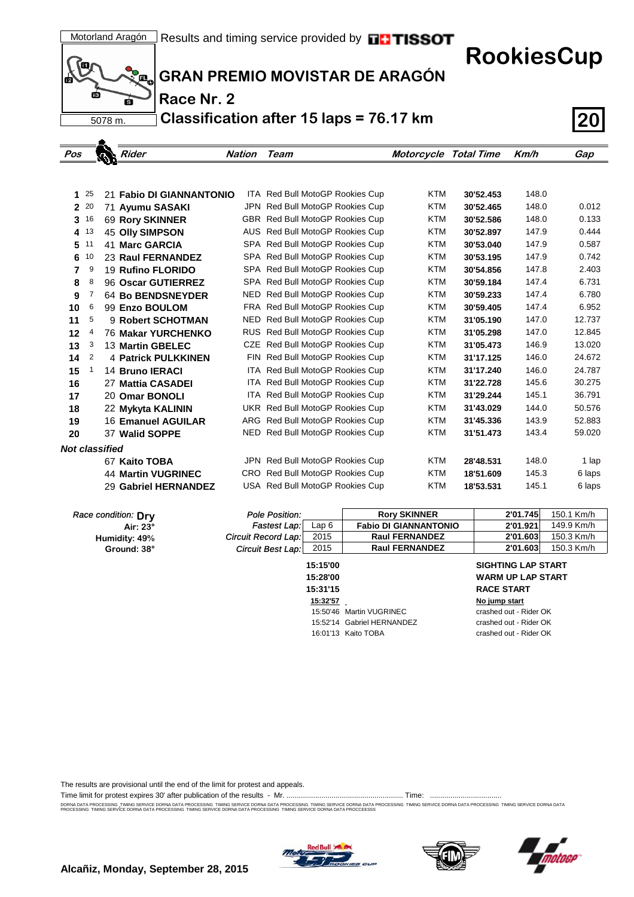Motorland Aragón

5078 m.

Results and timing service provided by TISSOT

# RookiesCup

## GRAN PREMIO MOVISTAR DE ARAGÓN

## Race Nr. 2

## Classification after 15 laps = 76.17 km

**20**

| Pos | Points | Rider | Nation | Team | Motorcycle | Total Time | Km/h | Gap |
|---|---|---|---|---|---|---|---|---|
| 1 | 25 | 21 **Fabio DI GIANNANTONIO** | ITA | Red Bull MotoGP Rookies Cup | KTM | 30'52.453 | 148.0 | |
| 2 | 20 | 71 **Ayumu SASAKI** | JPN | Red Bull MotoGP Rookies Cup | KTM | 30'52.465 | 148.0 | 0.012 |
| 3 | 16 | 69 **Rory SKINNER** | GBR | Red Bull MotoGP Rookies Cup | KTM | 30'52.586 | 148.0 | 0.133 |
| 4 | 13 | 45 **Olly SIMPSON** | AUS | Red Bull MotoGP Rookies Cup | KTM | 30'52.897 | 147.9 | 0.444 |
| 5 | 11 | 41 **Marc GARCIA** | SPA | Red Bull MotoGP Rookies Cup | KTM | 30'53.040 | 147.9 | 0.587 |
| 6 | 10 | 23 **Raul FERNANDEZ** | SPA | Red Bull MotoGP Rookies Cup | KTM | 30'53.195 | 147.9 | 0.742 |
| 7 | 9 | 19 **Rufino FLORIDO** | SPA | Red Bull MotoGP Rookies Cup | KTM | 30'54.856 | 147.8 | 2.403 |
| 8 | 8 | 96 **Oscar GUTIERREZ** | SPA | Red Bull MotoGP Rookies Cup | KTM | 30'59.184 | 147.4 | 6.731 |
| 9 | 7 | 64 **Bo BENDSNEYDER** | NED | Red Bull MotoGP Rookies Cup | KTM | 30'59.233 | 147.4 | 6.780 |
| 10 | 6 | 99 **Enzo BOULOM** | FRA | Red Bull MotoGP Rookies Cup | KTM | 30'59.405 | 147.4 | 6.952 |
| 11 | 5 | 9 **Robert SCHOTMAN** | NED | Red Bull MotoGP Rookies Cup | KTM | 31'05.190 | 147.0 | 12.737 |
| 12 | 4 | 76 **Makar YURCHENKO** | RUS | Red Bull MotoGP Rookies Cup | KTM | 31'05.298 | 147.0 | 12.845 |
| 13 | 3 | 13 **Martin GBELEC** | CZE | Red Bull MotoGP Rookies Cup | KTM | 31'05.473 | 146.9 | 13.020 |
| 14 | 2 | 4 **Patrick PULKKINEN** | FIN | Red Bull MotoGP Rookies Cup | KTM | 31'17.125 | 146.0 | 24.672 |
| 15 | 1 | 14 **Bruno IERACI** | ITA | Red Bull MotoGP Rookies Cup | KTM | 31'17.240 | 146.0 | 24.787 |
| 16 | | 27 **Mattia CASADEI** | ITA | Red Bull MotoGP Rookies Cup | KTM | 31'22.728 | 145.6 | 30.275 |
| 17 | | 20 **Omar BONOLI** | ITA | Red Bull MotoGP Rookies Cup | KTM | 31'29.244 | 145.1 | 36.791 |
| 18 | | 22 **Mykyta KALININ** | UKR | Red Bull MotoGP Rookies Cup | KTM | 31'43.029 | 144.0 | 50.576 |
| 19 | | 16 **Emanuel AGUILAR** | ARG | Red Bull MotoGP Rookies Cup | KTM | 31'45.336 | 143.9 | 52.883 |
| 20 | | 37 **Walid SOPPE** | NED | Red Bull MotoGP Rookies Cup | KTM | 31'51.473 | 143.4 | 59.020 |
| ***Not classified*** | | | | | | | | |
| | | 67 **Kaito TOBA** | JPN | Red Bull MotoGP Rookies Cup | KTM | 28'48.531 | 148.0 | 1 lap |
| | | 44 **Martin VUGRINEC** | CRO | Red Bull MotoGP Rookies Cup | KTM | 18'51.609 | 145.3 | 6 laps |
| | | 29 **Gabriel HERNANDEZ** | USA | Red Bull MotoGP Rookies Cup | KTM | 18'53.531 | 145.1 | 6 laps |

*Race condition:* **Dry**
**Air: 23°**
**Humidity: 49%**
**Ground: 38°**

| | | | | |
|---|---|---|---|---|
| *Pole Position:* | | **Rory SKINNER** | **2'01.745** | 150.1 Km/h |
| *Fastest Lap:* | Lap 6 | **Fabio DI GIANNANTONIO** | **2'01.921** | 149.9 Km/h |
| *Circuit Record Lap:* | 2015 | **Raul FERNANDEZ** | **2'01.603** | 150.3 Km/h |
| *Circuit Best Lap:* | 2015 | **Raul FERNANDEZ** | **2'01.603** | 150.3 Km/h |

| | | |
|---|---|---|
| **15:15'00** | | **SIGHTING LAP START** |
| **15:28'00** | | **WARM UP LAP START** |
| **15:31'15** | | **RACE START** |
| **15:32'57** | | **No jump start** |
| 15:50'46 | Martin VUGRINEC | crashed out - Rider OK |
| 15:52'14 | Gabriel HERNANDEZ | crashed out - Rider OK |
| 16:01'13 | Kaito TOBA | crashed out - Rider OK |

The results are provisional until the end of the limit for protest and appeals.

Time limit for protest expires 30' after publication of the results - Mr. ........................................................ Time: ..................................

**Alcañiz, Monday, September 28, 2015**